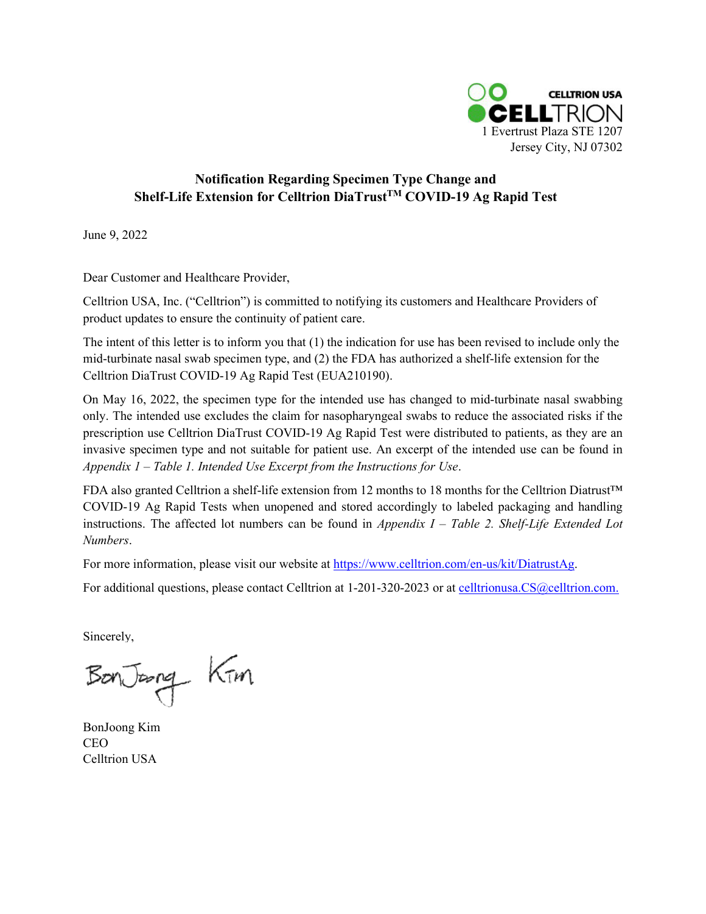CELLTRION USA
CELLTRION
1 Evertrust Plaza STE 1207
Jersey City, NJ 07302

## Notification Regarding Specimen Type Change and Shelf-Life Extension for Celltrion DiaTrust™ COVID-19 Ag Rapid Test

June 9, 2022

Dear Customer and Healthcare Provider,

Celltrion USA, Inc. ("Celltrion") is committed to notifying its customers and Healthcare Providers of product updates to ensure the continuity of patient care.

The intent of this letter is to inform you that (1) the indication for use has been revised to include only the mid-turbinate nasal swab specimen type, and (2) the FDA has authorized a shelf-life extension for the Celltrion DiaTrust COVID-19 Ag Rapid Test (EUA210190).

On May 16, 2022, the specimen type for the intended use has changed to mid-turbinate nasal swabbing only. The intended use excludes the claim for nasopharyngeal swabs to reduce the associated risks if the prescription use Celltrion DiaTrust COVID-19 Ag Rapid Test were distributed to patients, as they are an invasive specimen type and not suitable for patient use. An excerpt of the intended use can be found in *Appendix 1 – Table 1. Intended Use Excerpt from the Instructions for Use*.

FDA also granted Celltrion a shelf-life extension from 12 months to 18 months for the Celltrion Diatrust™ COVID-19 Ag Rapid Tests when unopened and stored accordingly to labeled packaging and handling instructions. The affected lot numbers can be found in *Appendix I – Table 2. Shelf-Life Extended Lot Numbers*.

For more information, please visit our website at https://www.celltrion.com/en-us/kit/DiatrustAg.

For additional questions, please contact Celltrion at 1-201-320-2023 or at celltrionusa.CS@celltrion.com.

Sincerely,

BonJoong Kim

BonJoong Kim
CEO
Celltrion USA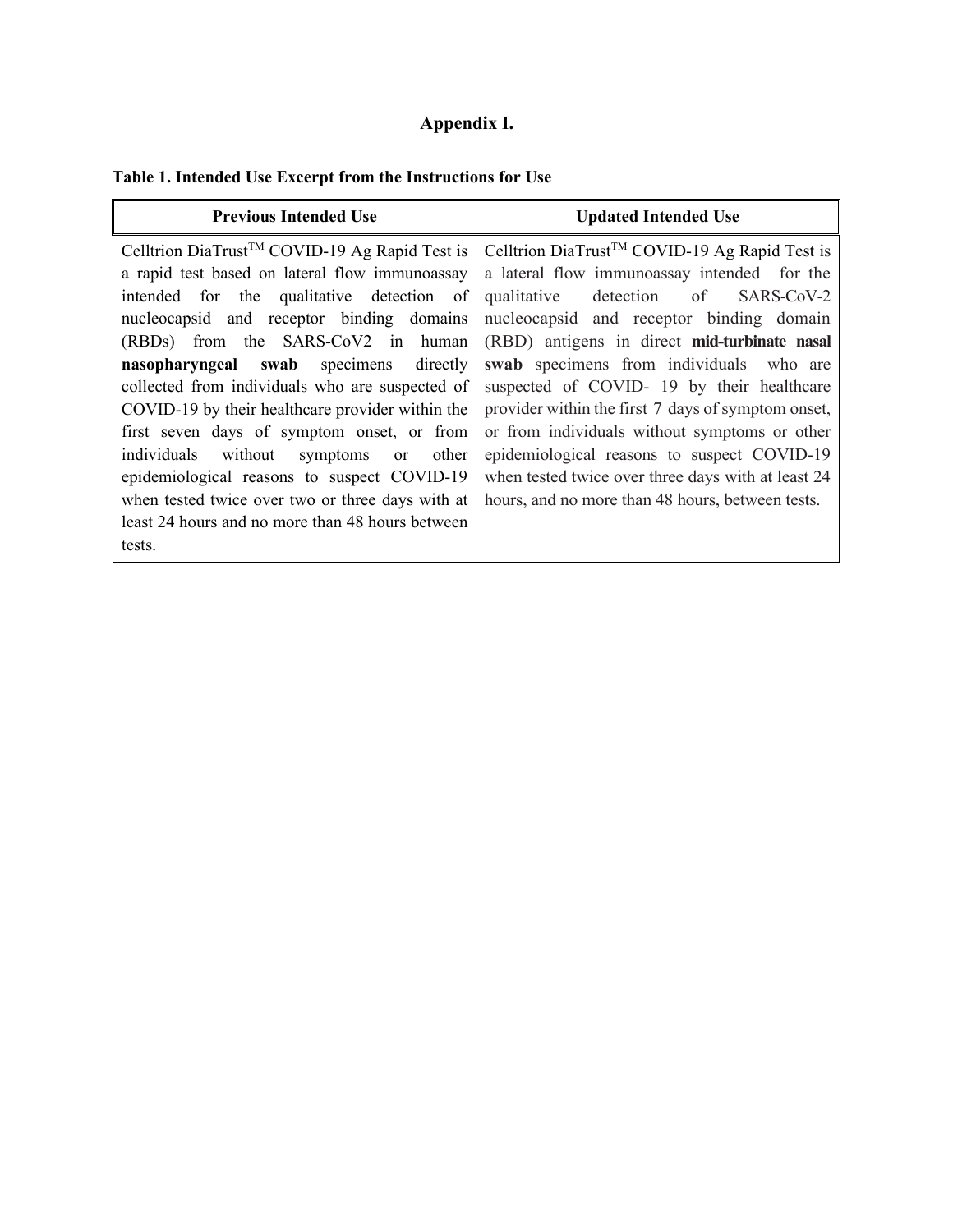## Appendix I.

**Table 1. Intended Use Excerpt from the Instructions for Use**

| Previous Intended Use | Updated Intended Use |
|---|---|
| Celltrion DiaTrust™ COVID-19 Ag Rapid Test is a rapid test based on lateral flow immunoassay intended for the qualitative detection of nucleocapsid and receptor binding domains (RBDs) from the SARS-CoV2 in human **nasopharyngeal swab** specimens directly collected from individuals who are suspected of COVID-19 by their healthcare provider within the first seven days of symptom onset, or from individuals without symptoms or other epidemiological reasons to suspect COVID-19 when tested twice over two or three days with at least 24 hours and no more than 48 hours between tests. | Celltrion DiaTrust™ COVID-19 Ag Rapid Test is a lateral flow immunoassay intended for the qualitative detection of SARS-CoV-2 nucleocapsid and receptor binding domain (RBD) antigens in direct **mid-turbinate nasal swab** specimens from individuals who are suspected of COVID- 19 by their healthcare provider within the first 7 days of symptom onset, or from individuals without symptoms or other epidemiological reasons to suspect COVID-19 when tested twice over three days with at least 24 hours, and no more than 48 hours, between tests. |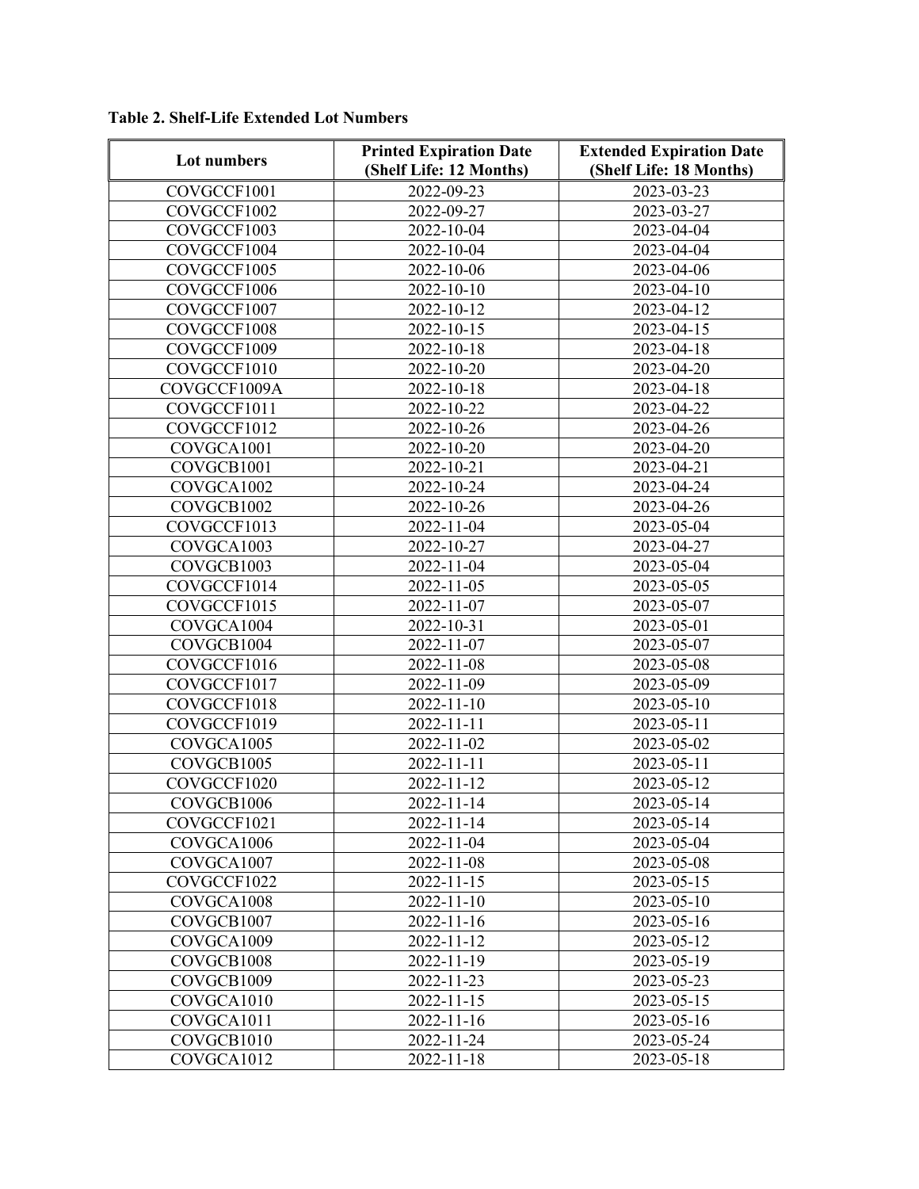**Table 2. Shelf-Life Extended Lot Numbers**

| Lot numbers | Printed Expiration Date (Shelf Life: 12 Months) | Extended Expiration Date (Shelf Life: 18 Months) |
|---|---|---|
| COVGCCF1001 | 2022-09-23 | 2023-03-23 |
| COVGCCF1002 | 2022-09-27 | 2023-03-27 |
| COVGCCF1003 | 2022-10-04 | 2023-04-04 |
| COVGCCF1004 | 2022-10-04 | 2023-04-04 |
| COVGCCF1005 | 2022-10-06 | 2023-04-06 |
| COVGCCF1006 | 2022-10-10 | 2023-04-10 |
| COVGCCF1007 | 2022-10-12 | 2023-04-12 |
| COVGCCF1008 | 2022-10-15 | 2023-04-15 |
| COVGCCF1009 | 2022-10-18 | 2023-04-18 |
| COVGCCF1010 | 2022-10-20 | 2023-04-20 |
| COVGCCF1009A | 2022-10-18 | 2023-04-18 |
| COVGCCF1011 | 2022-10-22 | 2023-04-22 |
| COVGCCF1012 | 2022-10-26 | 2023-04-26 |
| COVGCA1001 | 2022-10-20 | 2023-04-20 |
| COVGCB1001 | 2022-10-21 | 2023-04-21 |
| COVGCA1002 | 2022-10-24 | 2023-04-24 |
| COVGCB1002 | 2022-10-26 | 2023-04-26 |
| COVGCCF1013 | 2022-11-04 | 2023-05-04 |
| COVGCA1003 | 2022-10-27 | 2023-04-27 |
| COVGCB1003 | 2022-11-04 | 2023-05-04 |
| COVGCCF1014 | 2022-11-05 | 2023-05-05 |
| COVGCCF1015 | 2022-11-07 | 2023-05-07 |
| COVGCA1004 | 2022-10-31 | 2023-05-01 |
| COVGCB1004 | 2022-11-07 | 2023-05-07 |
| COVGCCF1016 | 2022-11-08 | 2023-05-08 |
| COVGCCF1017 | 2022-11-09 | 2023-05-09 |
| COVGCCF1018 | 2022-11-10 | 2023-05-10 |
| COVGCCF1019 | 2022-11-11 | 2023-05-11 |
| COVGCA1005 | 2022-11-02 | 2023-05-02 |
| COVGCB1005 | 2022-11-11 | 2023-05-11 |
| COVGCCF1020 | 2022-11-12 | 2023-05-12 |
| COVGCB1006 | 2022-11-14 | 2023-05-14 |
| COVGCCF1021 | 2022-11-14 | 2023-05-14 |
| COVGCA1006 | 2022-11-04 | 2023-05-04 |
| COVGCA1007 | 2022-11-08 | 2023-05-08 |
| COVGCCF1022 | 2022-11-15 | 2023-05-15 |
| COVGCA1008 | 2022-11-10 | 2023-05-10 |
| COVGCB1007 | 2022-11-16 | 2023-05-16 |
| COVGCA1009 | 2022-11-12 | 2023-05-12 |
| COVGCB1008 | 2022-11-19 | 2023-05-19 |
| COVGCB1009 | 2022-11-23 | 2023-05-23 |
| COVGCA1010 | 2022-11-15 | 2023-05-15 |
| COVGCA1011 | 2022-11-16 | 2023-05-16 |
| COVGCB1010 | 2022-11-24 | 2023-05-24 |
| COVGCA1012 | 2022-11-18 | 2023-05-18 |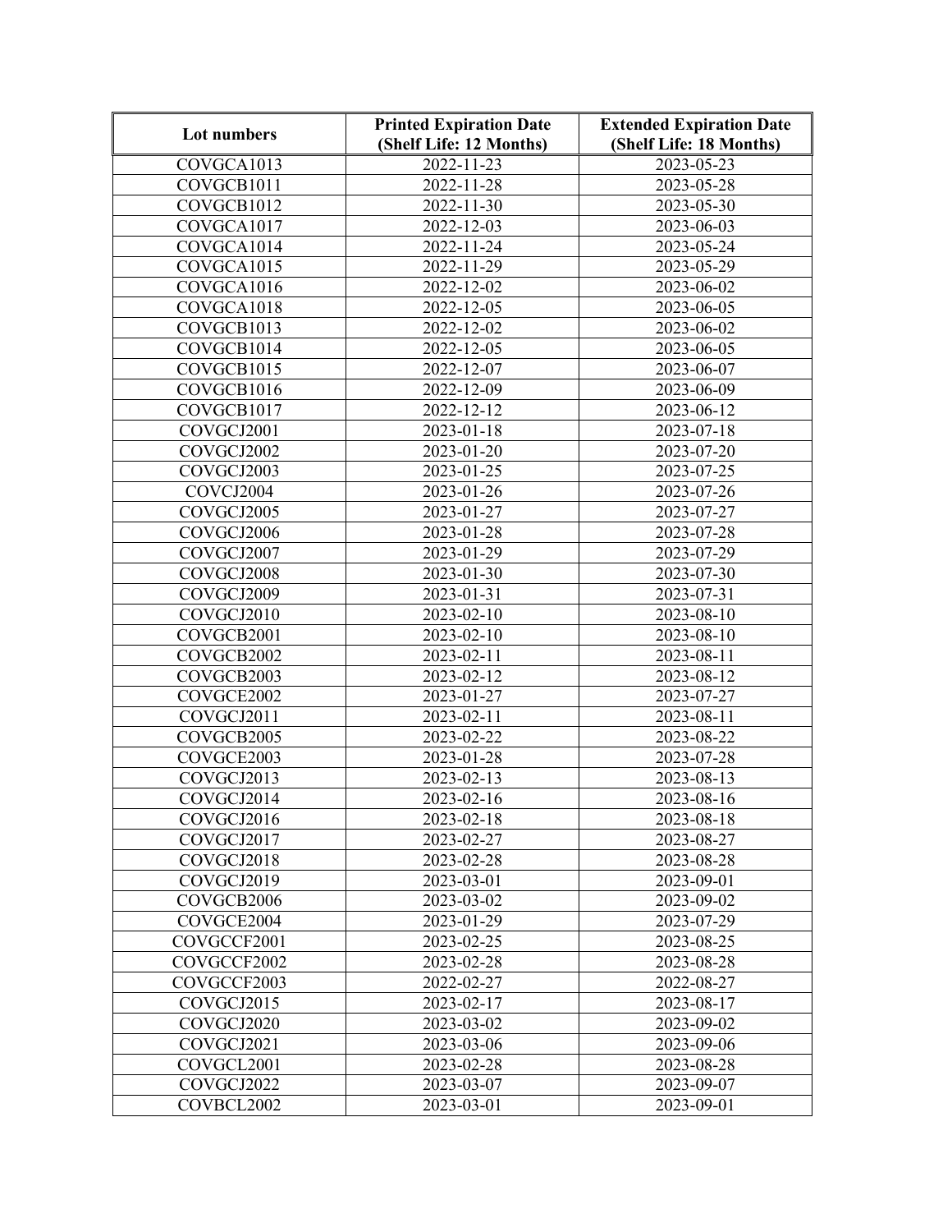| Lot numbers | Printed Expiration Date (Shelf Life: 12 Months) | Extended Expiration Date (Shelf Life: 18 Months) |
|---|---|---|
| COVGCA1013 | 2022-11-23 | 2023-05-23 |
| COVGCB1011 | 2022-11-28 | 2023-05-28 |
| COVGCB1012 | 2022-11-30 | 2023-05-30 |
| COVGCA1017 | 2022-12-03 | 2023-06-03 |
| COVGCA1014 | 2022-11-24 | 2023-05-24 |
| COVGCA1015 | 2022-11-29 | 2023-05-29 |
| COVGCA1016 | 2022-12-02 | 2023-06-02 |
| COVGCA1018 | 2022-12-05 | 2023-06-05 |
| COVGCB1013 | 2022-12-02 | 2023-06-02 |
| COVGCB1014 | 2022-12-05 | 2023-06-05 |
| COVGCB1015 | 2022-12-07 | 2023-06-07 |
| COVGCB1016 | 2022-12-09 | 2023-06-09 |
| COVGCB1017 | 2022-12-12 | 2023-06-12 |
| COVGCJ2001 | 2023-01-18 | 2023-07-18 |
| COVGCJ2002 | 2023-01-20 | 2023-07-20 |
| COVGCJ2003 | 2023-01-25 | 2023-07-25 |
| COVCJ2004 | 2023-01-26 | 2023-07-26 |
| COVGCJ2005 | 2023-01-27 | 2023-07-27 |
| COVGCJ2006 | 2023-01-28 | 2023-07-28 |
| COVGCJ2007 | 2023-01-29 | 2023-07-29 |
| COVGCJ2008 | 2023-01-30 | 2023-07-30 |
| COVGCJ2009 | 2023-01-31 | 2023-07-31 |
| COVGCJ2010 | 2023-02-10 | 2023-08-10 |
| COVGCB2001 | 2023-02-10 | 2023-08-10 |
| COVGCB2002 | 2023-02-11 | 2023-08-11 |
| COVGCB2003 | 2023-02-12 | 2023-08-12 |
| COVGCE2002 | 2023-01-27 | 2023-07-27 |
| COVGCJ2011 | 2023-02-11 | 2023-08-11 |
| COVGCB2005 | 2023-02-22 | 2023-08-22 |
| COVGCE2003 | 2023-01-28 | 2023-07-28 |
| COVGCJ2013 | 2023-02-13 | 2023-08-13 |
| COVGCJ2014 | 2023-02-16 | 2023-08-16 |
| COVGCJ2016 | 2023-02-18 | 2023-08-18 |
| COVGCJ2017 | 2023-02-27 | 2023-08-27 |
| COVGCJ2018 | 2023-02-28 | 2023-08-28 |
| COVGCJ2019 | 2023-03-01 | 2023-09-01 |
| COVGCB2006 | 2023-03-02 | 2023-09-02 |
| COVGCE2004 | 2023-01-29 | 2023-07-29 |
| COVGCCF2001 | 2023-02-25 | 2023-08-25 |
| COVGCCF2002 | 2023-02-28 | 2023-08-28 |
| COVGCCF2003 | 2022-02-27 | 2022-08-27 |
| COVGCJ2015 | 2023-02-17 | 2023-08-17 |
| COVGCJ2020 | 2023-03-02 | 2023-09-02 |
| COVGCJ2021 | 2023-03-06 | 2023-09-06 |
| COVGCL2001 | 2023-02-28 | 2023-08-28 |
| COVGCJ2022 | 2023-03-07 | 2023-09-07 |
| COVBCL2002 | 2023-03-01 | 2023-09-01 |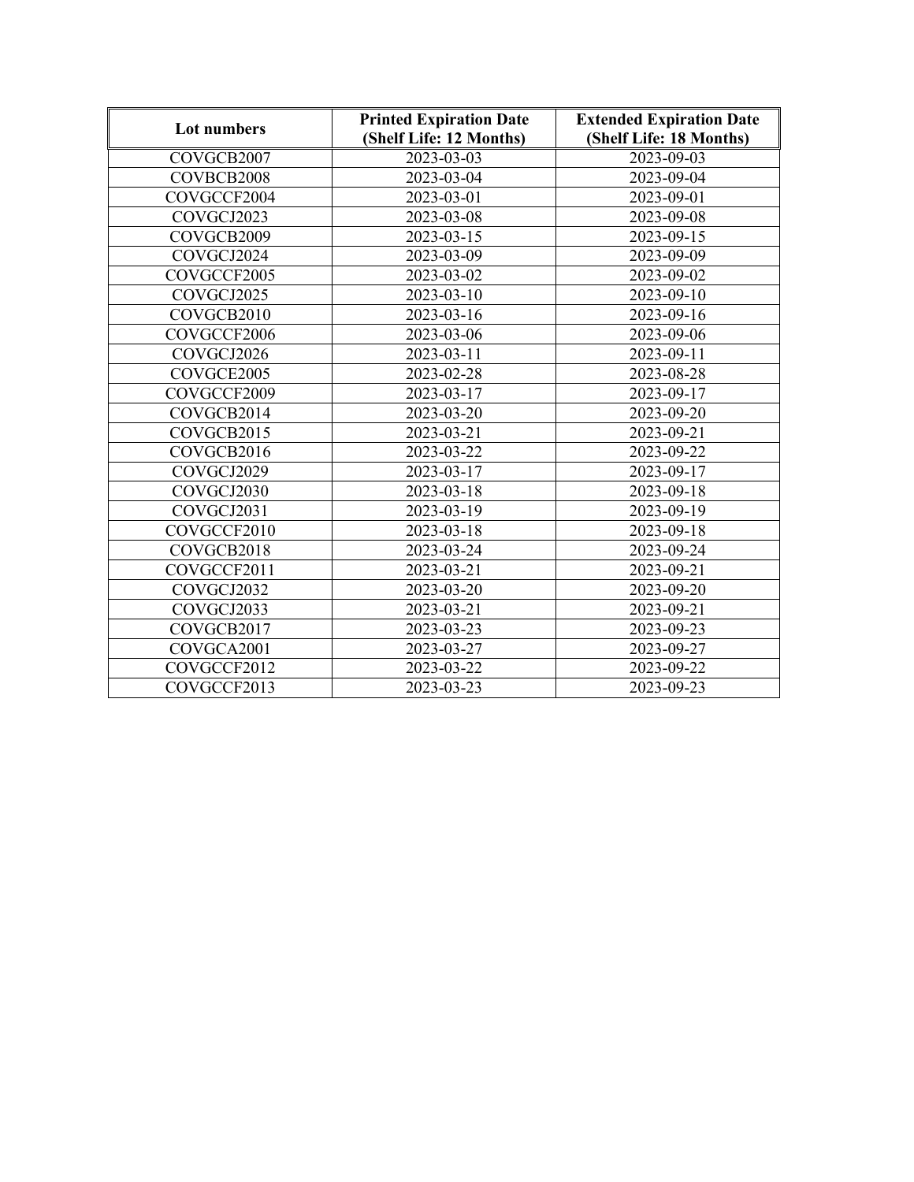| Lot numbers | Printed Expiration Date (Shelf Life: 12 Months) | Extended Expiration Date (Shelf Life: 18 Months) |
|---|---|---|
| COVGCB2007 | 2023-03-03 | 2023-09-03 |
| COVBCB2008 | 2023-03-04 | 2023-09-04 |
| COVGCCF2004 | 2023-03-01 | 2023-09-01 |
| COVGCJ2023 | 2023-03-08 | 2023-09-08 |
| COVGCB2009 | 2023-03-15 | 2023-09-15 |
| COVGCJ2024 | 2023-03-09 | 2023-09-09 |
| COVGCCF2005 | 2023-03-02 | 2023-09-02 |
| COVGCJ2025 | 2023-03-10 | 2023-09-10 |
| COVGCB2010 | 2023-03-16 | 2023-09-16 |
| COVGCCF2006 | 2023-03-06 | 2023-09-06 |
| COVGCJ2026 | 2023-03-11 | 2023-09-11 |
| COVGCE2005 | 2023-02-28 | 2023-08-28 |
| COVGCCF2009 | 2023-03-17 | 2023-09-17 |
| COVGCB2014 | 2023-03-20 | 2023-09-20 |
| COVGCB2015 | 2023-03-21 | 2023-09-21 |
| COVGCB2016 | 2023-03-22 | 2023-09-22 |
| COVGCJ2029 | 2023-03-17 | 2023-09-17 |
| COVGCJ2030 | 2023-03-18 | 2023-09-18 |
| COVGCJ2031 | 2023-03-19 | 2023-09-19 |
| COVGCCF2010 | 2023-03-18 | 2023-09-18 |
| COVGCB2018 | 2023-03-24 | 2023-09-24 |
| COVGCCF2011 | 2023-03-21 | 2023-09-21 |
| COVGCJ2032 | 2023-03-20 | 2023-09-20 |
| COVGCJ2033 | 2023-03-21 | 2023-09-21 |
| COVGCB2017 | 2023-03-23 | 2023-09-23 |
| COVGCA2001 | 2023-03-27 | 2023-09-27 |
| COVGCCF2012 | 2023-03-22 | 2023-09-22 |
| COVGCCF2013 | 2023-03-23 | 2023-09-23 |